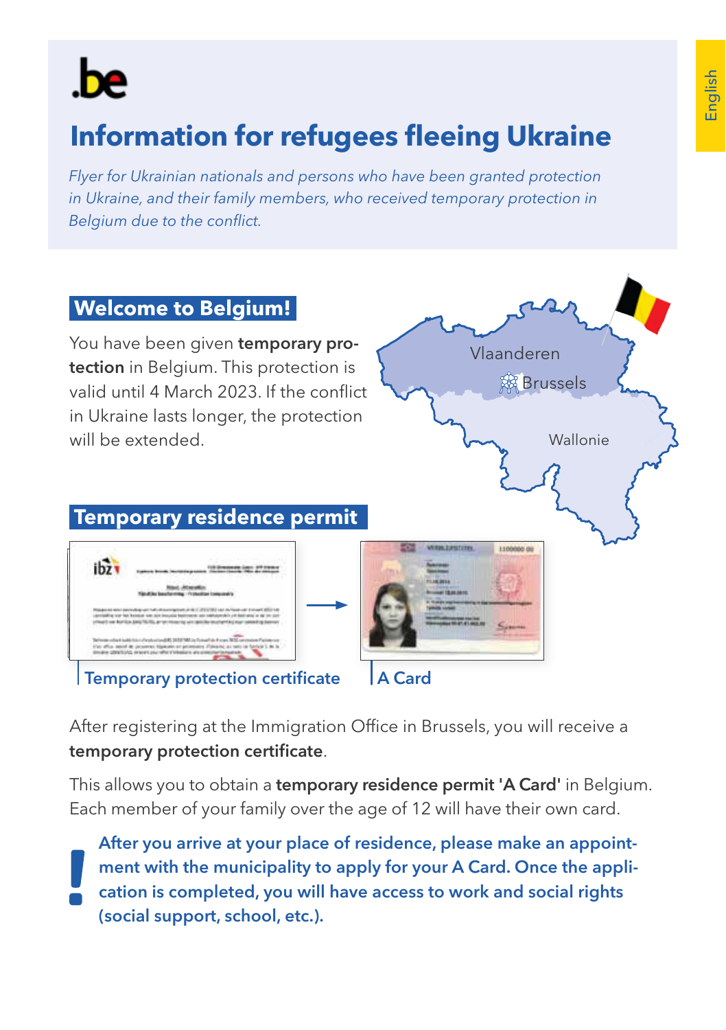# Information for refugees fleeing Ukraine

*Flyer for Ukrainian nationals and persons who have been granted protection in Ukraine, and their family members, who received temporary protection in Belgium due to the conflict.*

## Welcome to Belgium!

You have been given **temporary protection** in Belgium. This protection is valid until 4 March 2023. If the conflict in Ukraine lasts longer, the protection will be extended.

Vlaanderen

Brussels

Wallonie

## Temporary residence permit

Temporary protection certificate → A Card

After registering at the Immigration Office in Brussels, you will receive a **temporary protection certificate**.

This allows you to obtain a **temporary residence permit 'A Card'** in Belgium. Each member of your family over the age of 12 will have their own card.

**After you arrive at your place of residence, please make an appointment with the municipality to apply for your A Card. Once the application is completed, you will have access to work and social rights (social support, school, etc.).**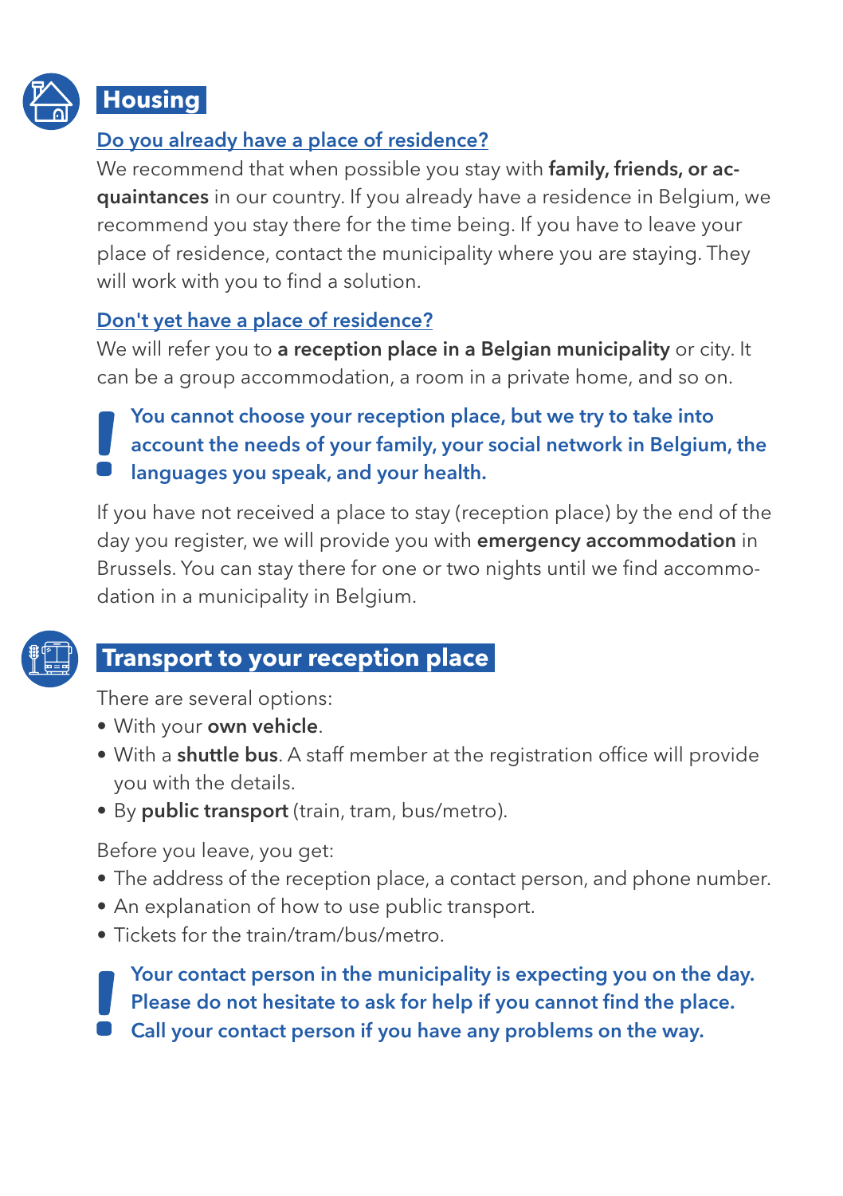## Housing

**Do you already have a place of residence?**

We recommend that when possible you stay with **family, friends, or acquaintances** in our country. If you already have a residence in Belgium, we recommend you stay there for the time being. If you have to leave your place of residence, contact the municipality where you are staying. They will work with you to find a solution.

**Don't yet have a place of residence?**

We will refer you to **a reception place in a Belgian municipality** or city. It can be a group accommodation, a room in a private home, and so on.

> **! You cannot choose your reception place, but we try to take into account the needs of your family, your social network in Belgium, the languages you speak, and your health.**

If you have not received a place to stay (reception place) by the end of the day you register, we will provide you with **emergency accommodation** in Brussels. You can stay there for one or two nights until we find accommodation in a municipality in Belgium.

## Transport to your reception place

There are several options:

- With your **own vehicle**.
- With a **shuttle bus**. A staff member at the registration office will provide you with the details.
- By **public transport** (train, tram, bus/metro).

Before you leave, you get:

- The address of the reception place, a contact person, and phone number.
- An explanation of how to use public transport.
- Tickets for the train/tram/bus/metro.

> **! Your contact person in the municipality is expecting you on the day. Please do not hesitate to ask for help if you cannot find the place. Call your contact person if you have any problems on the way.**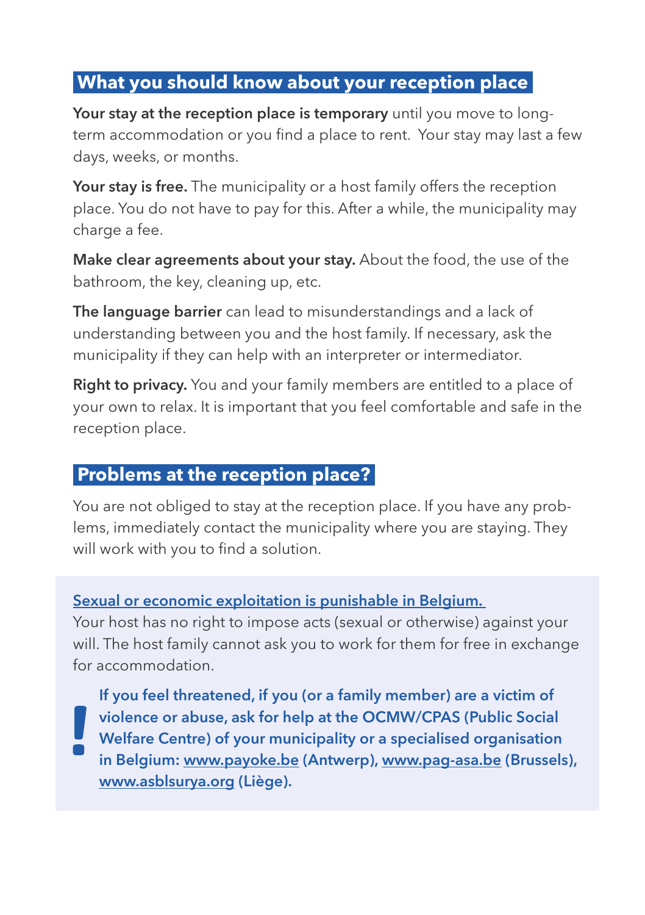## What you should know about your reception place

**Your stay at the reception place is temporary** until you move to long-term accommodation or you find a place to rent. Your stay may last a few days, weeks, or months.

**Your stay is free.** The municipality or a host family offers the reception place. You do not have to pay for this. After a while, the municipality may charge a fee.

**Make clear agreements about your stay.** About the food, the use of the bathroom, the key, cleaning up, etc.

**The language barrier** can lead to misunderstandings and a lack of understanding between you and the host family. If necessary, ask the municipality if they can help with an interpreter or intermediator.

**Right to privacy.** You and your family members are entitled to a place of your own to relax. It is important that you feel comfortable and safe in the reception place.

## Problems at the reception place?

You are not obliged to stay at the reception place. If you have any problems, immediately contact the municipality where you are staying. They will work with you to find a solution.

Sexual or economic exploitation is punishable in Belgium.

Your host has no right to impose acts (sexual or otherwise) against your will. The host family cannot ask you to work for them for free in exchange for accommodation.

**! If you feel threatened, if you (or a family member) are a victim of violence or abuse, ask for help at the OCMW/CPAS (Public Social Welfare Centre) of your municipality or a specialised organisation in Belgium: www.payoke.be (Antwerp), www.pag-asa.be (Brussels), www.asblsurya.org (Liège).**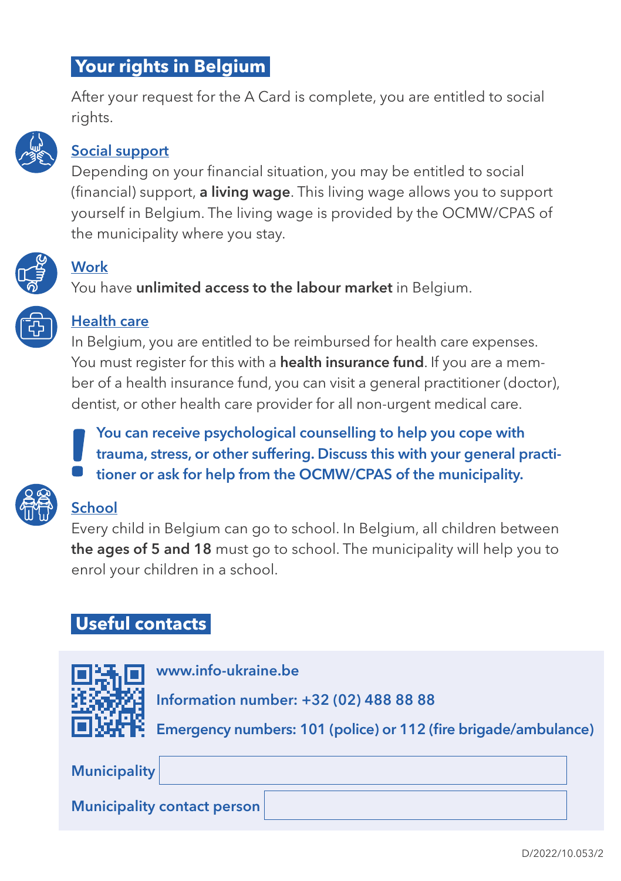## Your rights in Belgium

After your request for the A Card is complete, you are entitled to social rights.

### Social support

Depending on your financial situation, you may be entitled to social (financial) support, **a living wage**. This living wage allows you to support yourself in Belgium. The living wage is provided by the OCMW/CPAS of the municipality where you stay.

### Work

You have **unlimited access to the labour market** in Belgium.

### Health care

In Belgium, you are entitled to be reimbursed for health care expenses. You must register for this with a **health insurance fund**. If you are a member of a health insurance fund, you can visit a general practitioner (doctor), dentist, or other health care provider for all non-urgent medical care.

**! You can receive psychological counselling to help you cope with trauma, stress, or other suffering. Discuss this with your general practitioner or ask for help from the OCMW/CPAS of the municipality.**

### School

Every child in Belgium can go to school. In Belgium, all children between **the ages of 5 and 18** must go to school. The municipality will help you to enrol your children in a school.

## Useful contacts

**www.info-ukraine.be**

**Information number: +32 (02) 488 88 88**

**Emergency numbers: 101 (police) or 112 (fire brigade/ambulance)**

**Municipality**

**Municipality contact person**

D/2022/10.053/2